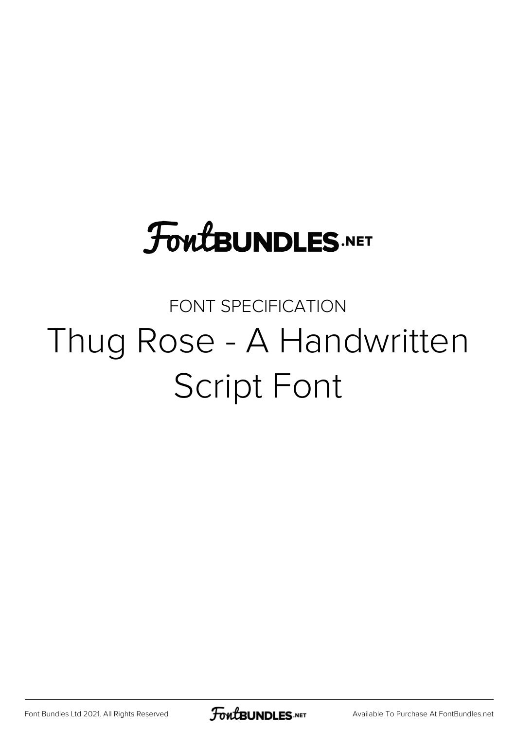FontBUNDLES.NET

FONT SPECIFICATION

# Thug Rose - A Handwritten Script Font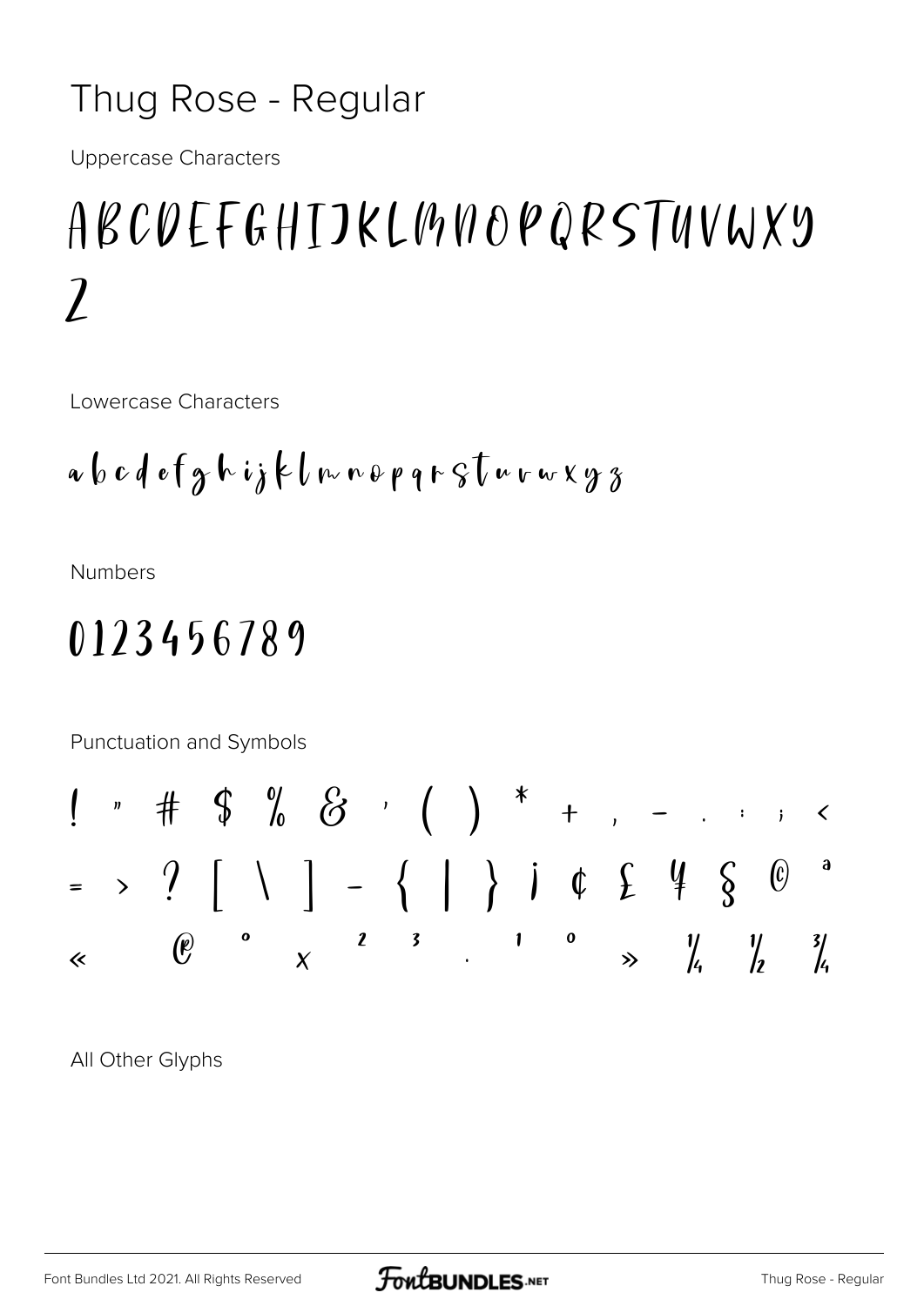# Thug Rose - Regular

Uppercase Characters

A B C D E F G H I J K L M N O P Q R S T U V W X Y Z

Lowercase Characters

a b c d e f g h i j k l m n o p q r s t u v w x y z

Numbers

0 1 2 3 4 5 6 7 8 9

Punctuation and Symbols

! " # $ % & ' ( ) * + , - . : ; <
= > ? [ \ ] - { | } ¡ ¢ £ ¥ § © ª
« ® ° × ² ³ · ¹ º » ¼ ½ ¾

All Other Glyphs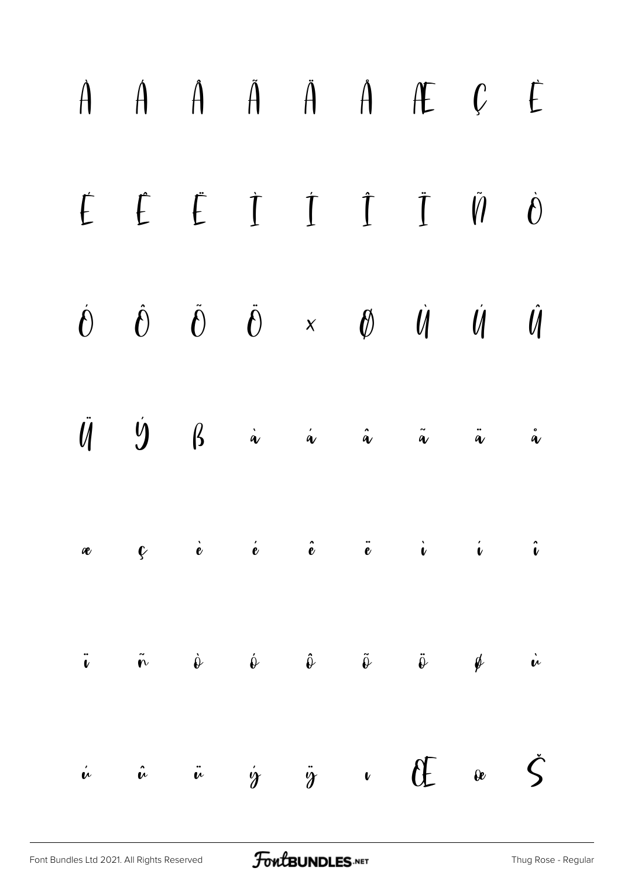À Á Â Ã Ä Å Æ Ç È

É Ê Ë Ì Í Î Ï Ñ Ò

Ó Ô Õ Ö × Ø Ù Ú Û

Ü Ý ß à á â ã ä å

æ ç è é ê ë ì í î

ï ñ ò ó ô õ ö ø ù

ú û ü ý ÿ ı Œ œ Š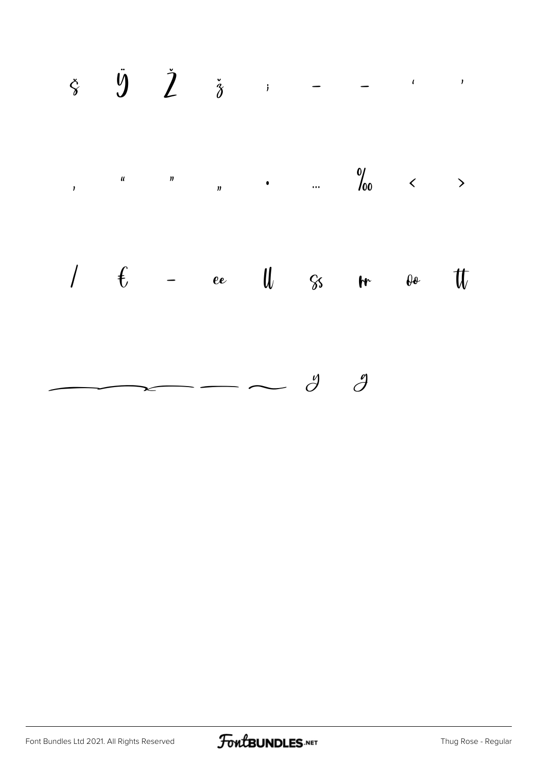š Ÿ Ž ž ; – – ‘ ’

‚ “ ” „ • … ‰ ‹ ›

/ € - ee ll ss rr oo tt

y g